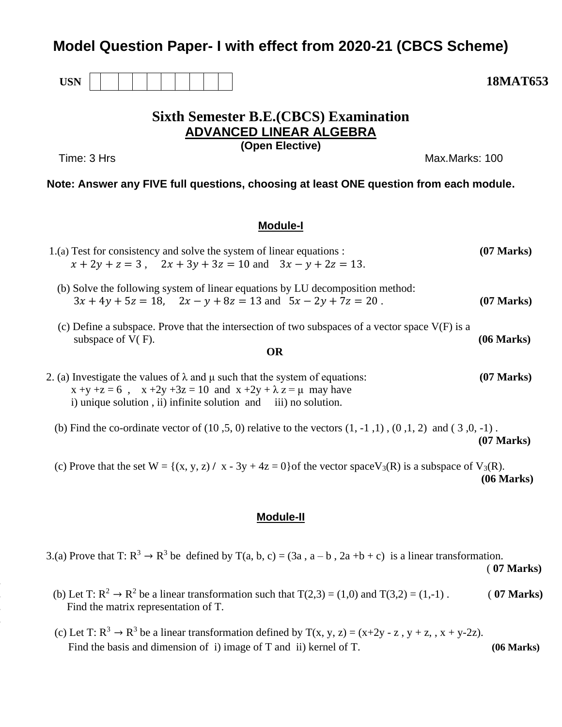# Model Question Paper- I with effect from 2020-21 (CBCS Scheme)

**USN** | | | | | | | | | | |

**18MAT653**

## Sixth Semester B.E.(CBCS) Examination

### ADVANCED LINEAR ALGEBRA

**(Open Elective)**

Time: 3 Hrs                                                                                    Max.Marks: 100

**Note: Answer any FIVE full questions, choosing at least ONE question from each module.**

## Module-I

1.(a) Test for consistency and solve the system of linear equations : **(07 Marks)**
$x + 2y + z = 3$ ,  $2x + 3y + 3z = 10$ and  $3x - y + 2z = 13$.

(b) Solve the following system of linear equations by LU decomposition method:
$3x + 4y + 5z = 18$,  $2x - y + 8z = 13$ and  $5x - 2y + 7z = 20$ . **(07 Marks)**

(c) Define a subspace. Prove that the intersection of two subspaces of a vector space V(F) is a subspace of V( F). **(06 Marks)**

**OR**

2. (a) Investigate the values of $\lambda$ and $\mu$ such that the system of equations: **(07 Marks)**
$x + y + z = 6$ ,  $x + 2y + 3z = 10$ and $x + 2y + \lambda z = \mu$ may have
i) unique solution , ii) infinite solution and  iii) no solution.

(b) Find the co-ordinate vector of (10 ,5, 0) relative to the vectors (1, -1 ,1) , (0 ,1, 2) and ( 3 ,0, -1) . **(07 Marks)**

(c) Prove that the set W = {(x, y, z) / x - 3y + 4z = 0}of the vector space $V_3(R)$ is a subspace of $V_3(R)$. **(06 Marks)**

## Module-II

3.(a) Prove that $T: R^3 \rightarrow R^3$ be defined by T(a, b, c) = (3a , a – b , 2a +b + c) is a linear transformation. **( 07 Marks)**

(b) Let $T: R^2 \rightarrow R^2$ be a linear transformation such that T(2,3) = (1,0) and T(3,2) = (1,-1) . **( 07 Marks)**
Find the matrix representation of T.

(c) Let $T: R^3 \rightarrow R^3$ be a linear transformation defined by T(x, y, z) = (x+2y - z , y + z, , x + y-2z).
Find the basis and dimension of i) image of T and ii) kernel of T. **(06 Marks)**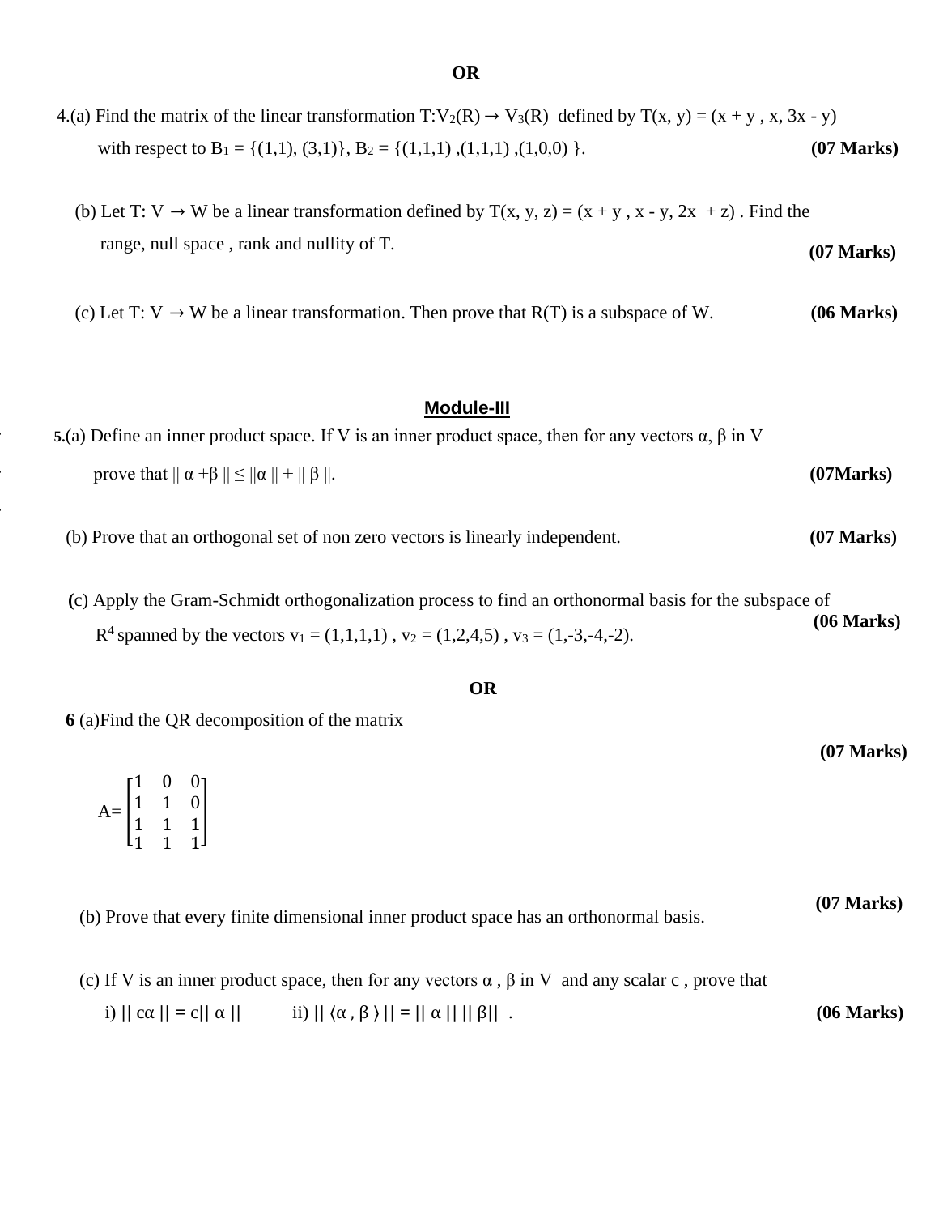**OR**

4.(a) Find the matrix of the linear transformation $T: V_2(R) \rightarrow V_3(R)$ defined by $T(x, y) = (x + y , x, 3x - y)$ with respect to $B_1 = \{(1,1), (3,1)\}$, $B_2 = \{(1,1,1) ,(1,1,1) ,(1,0,0) \}$. **(07 Marks)**

(b) Let $T: V \rightarrow W$ be a linear transformation defined by $T(x, y, z) = (x + y , x - y, 2x + z)$ . Find the range, null space , rank and nullity of T. **(07 Marks)**

(c) Let $T: V \rightarrow W$ be a linear transformation. Then prove that R(T) is a subspace of W. **(06 Marks)**

## Module-III

**5.**(a) Define an inner product space. If V is an inner product space, then for any vectors α, β in V prove that $|| \alpha + \beta || \leq ||\alpha|| + || \beta ||$. **(07Marks)**

(b) Prove that an orthogonal set of non zero vectors is linearly independent. **(07 Marks)**

(c) Apply the Gram-Schmidt orthogonalization process to find an orthonormal basis for the subspace of $R^4$ spanned by the vectors $v_1 = (1,1,1,1)$ , $v_2 = (1,2,4,5)$ , $v_3 = (1,-3,-4,-2)$. **(06 Marks)**

**OR**

**6** (a)Find the QR decomposition of the matrix **(07 Marks)**

$$A = \begin{bmatrix} 1 & 0 & 0 \\ 1 & 1 & 0 \\ 1 & 1 & 1 \\ 1 & 1 & 1 \end{bmatrix}$$

(b) Prove that every finite dimensional inner product space has an orthonormal basis. **(07 Marks)**

(c) If V is an inner product space, then for any vectors α , β in V and any scalar c , prove that

i) $|| c\alpha || = c|| \alpha ||$   ii) $|| \langle \alpha , \beta \rangle || = || \alpha || \, || \beta||$ . **(06 Marks)**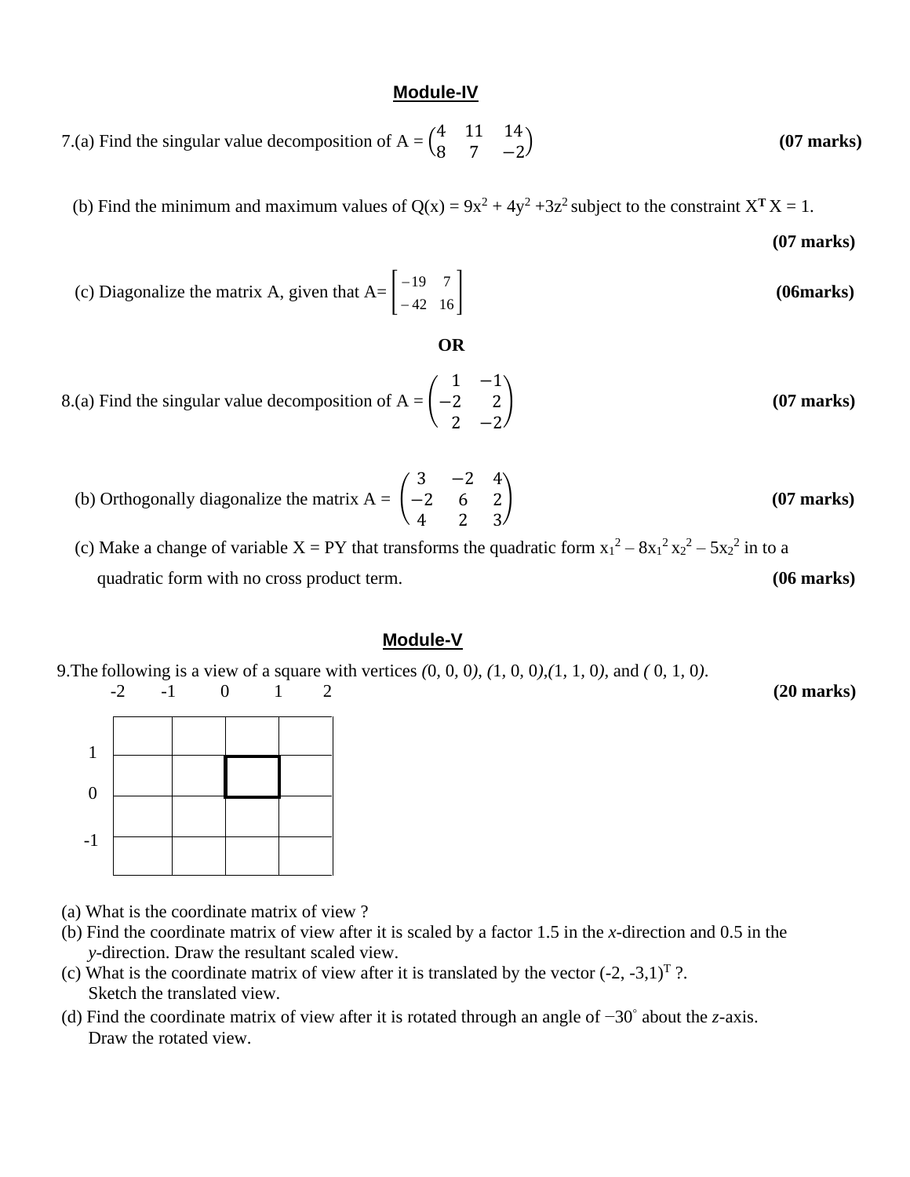## Module-IV

7.(a) Find the singular value decomposition of A = $\begin{pmatrix} 4 & 11 & 14 \\ 8 & 7 & -2 \end{pmatrix}$ **(07 marks)**

(b) Find the minimum and maximum values of Q(x) = $9x^2 + 4y^2 + 3z^2$ subject to the constraint $X^{\mathbf{T}} X = 1$. **(07 marks)**

(c) Diagonalize the matrix A, given that A= $\begin{bmatrix} -19 & 7 \\ -42 & 16 \end{bmatrix}$ **(06marks)**

**OR**

8.(a) Find the singular value decomposition of A = $\begin{pmatrix} 1 & -1 \\ -2 & 2 \\ 2 & -2 \end{pmatrix}$ **(07 marks)**

(b) Orthogonally diagonalize the matrix A = $\begin{pmatrix} 3 & -2 & 4 \\ -2 & 6 & 2 \\ 4 & 2 & 3 \end{pmatrix}$ **(07 marks)**

(c) Make a change of variable X = PY that transforms the quadratic form $x_1^2 - 8x_1^2 x_2^2 - 5x_2^2$ in to a quadratic form with no cross product term. **(06 marks)**

## Module-V

9.The following is a view of a square with vertices (0, 0, 0), (1, 0, 0),(1, 1, 0), and ( 0, 1, 0). **(20 marks)**

|  | -2 | -1 | 0 | 1 | 2 |
|---|---|---|---|---|---|
| 1 |  |  |  |  |  |
| 0 |  |  |  |  |  |
| -1 |  |  |  |  |  |

(a) What is the coordinate matrix of view ?

(b) Find the coordinate matrix of view after it is scaled by a factor 1.5 in the *x*-direction and 0.5 in the *y*-direction. Draw the resultant scaled view.

(c) What is the coordinate matrix of view after it is translated by the vector $(-2, -3, 1)^T$ ?. Sketch the translated view.

(d) Find the coordinate matrix of view after it is rotated through an angle of $-30^\circ$ about the *z*-axis. Draw the rotated view.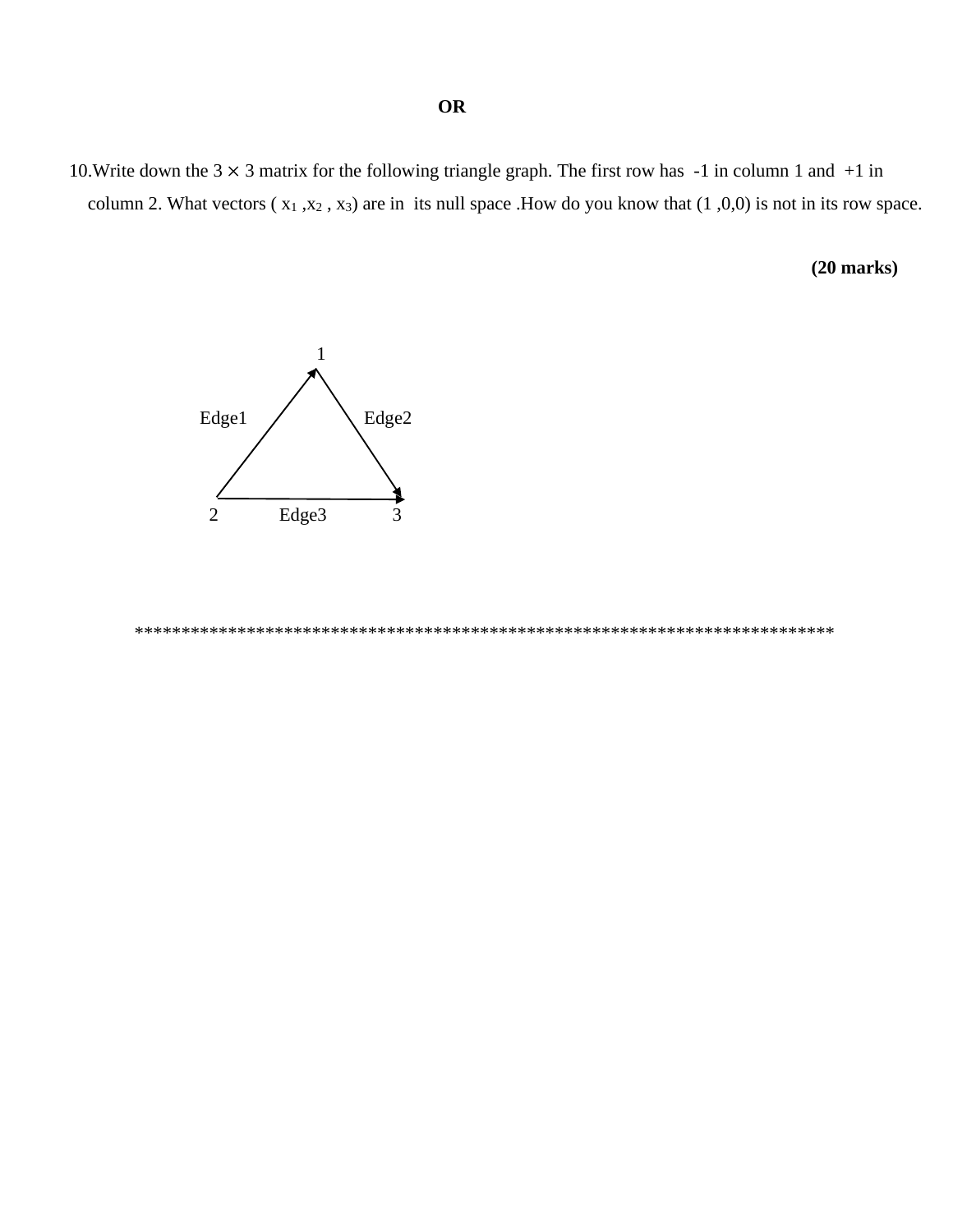**OR**

10.Write down the $3 \times 3$ matrix for the following triangle graph. The first row has -1 in column 1 and +1 in column 2. What vectors ( $x_1$ ,$x_2$ , $x_3$) are in its null space .How do you know that (1 ,0,0) is not in its row space.

**(20 marks)**

1

Edge1

Edge2

2

Edge3

3

**************************************************************************